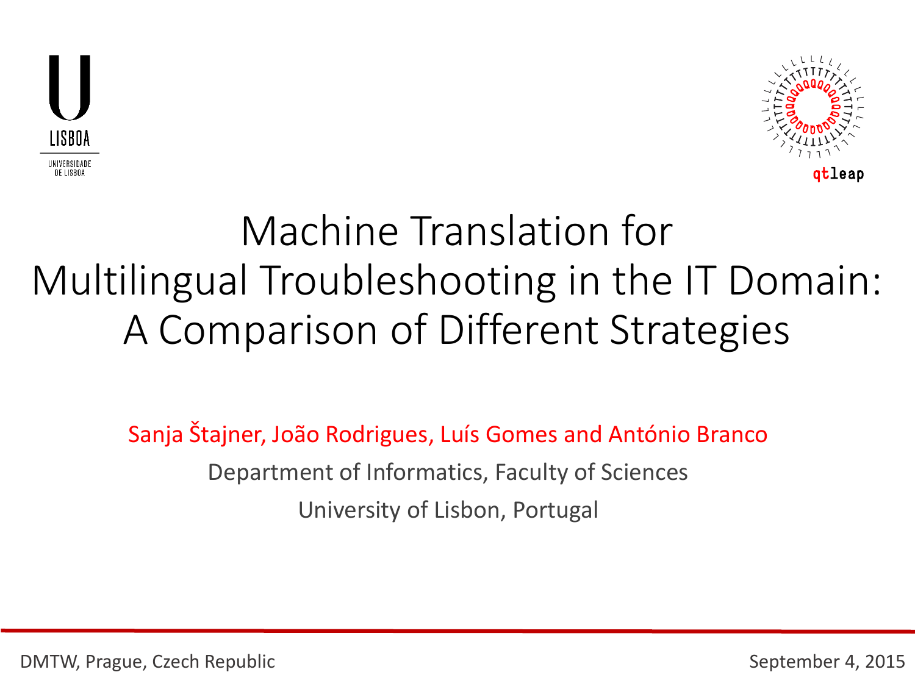# Machine Translation for Multilingual Troubleshooting in the IT Domain: A Comparison of Different Strategies

Sanja Štajner, João Rodrigues, Luís Gomes and António Branco

Department of Informatics, Faculty of Sciences

University of Lisbon, Portugal

DMTW, Prague, Czech Republic

September 4, 2015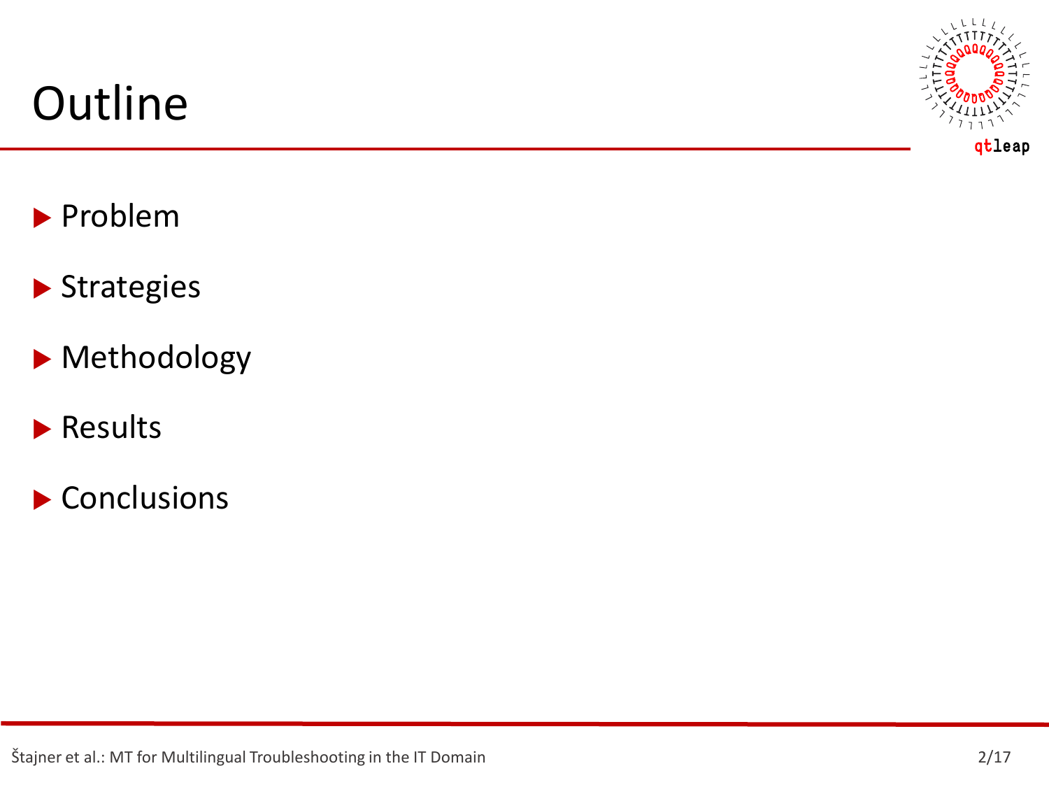# Outline

- Problem
- Strategies
- Methodology
- Results
- Conclusions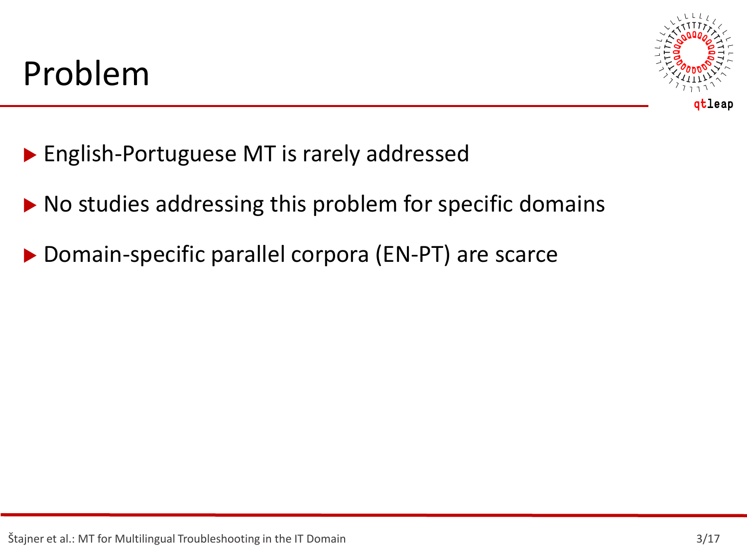# Problem

- English-Portuguese MT is rarely addressed
- No studies addressing this problem for specific domains
- Domain-specific parallel corpora (EN-PT) are scarce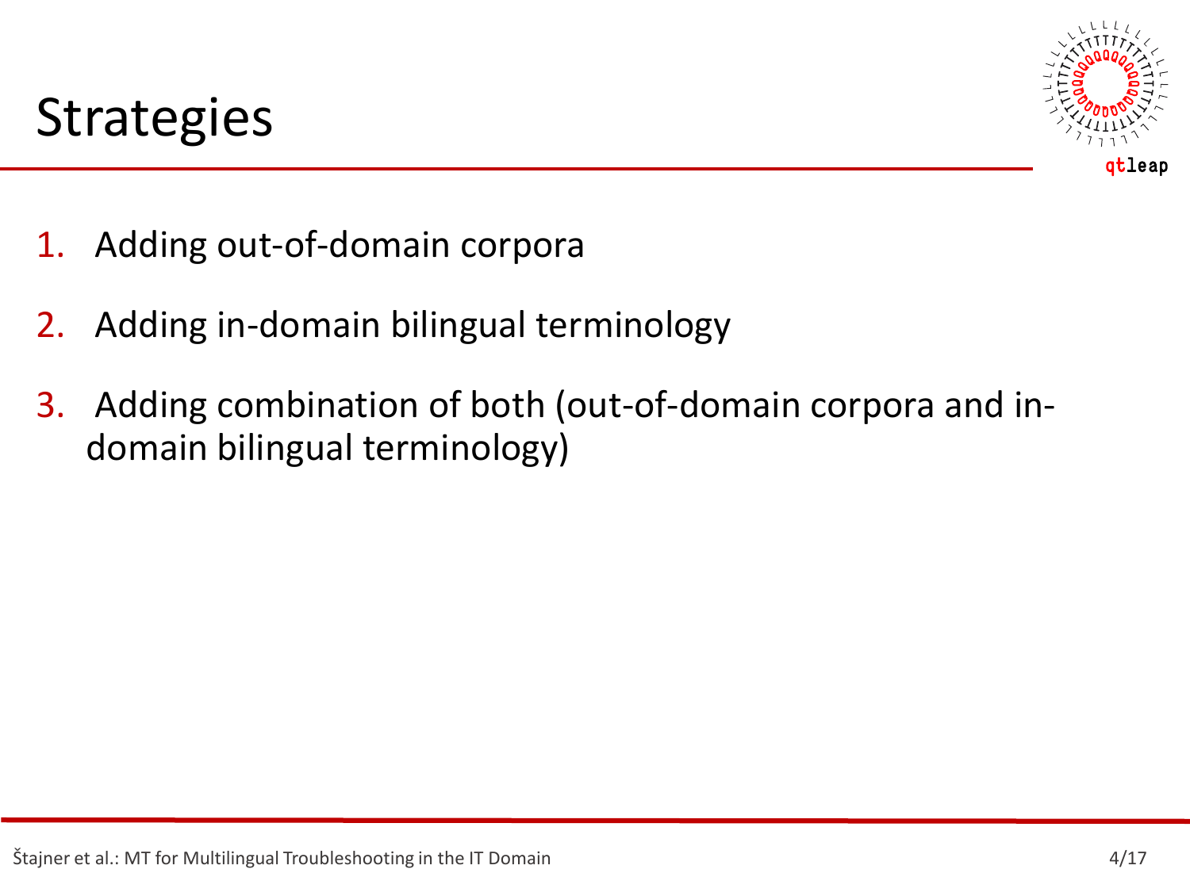# Strategies

1. Adding out-of-domain corpora
2. Adding in-domain bilingual terminology
3. Adding combination of both (out-of-domain corpora and in-domain bilingual terminology)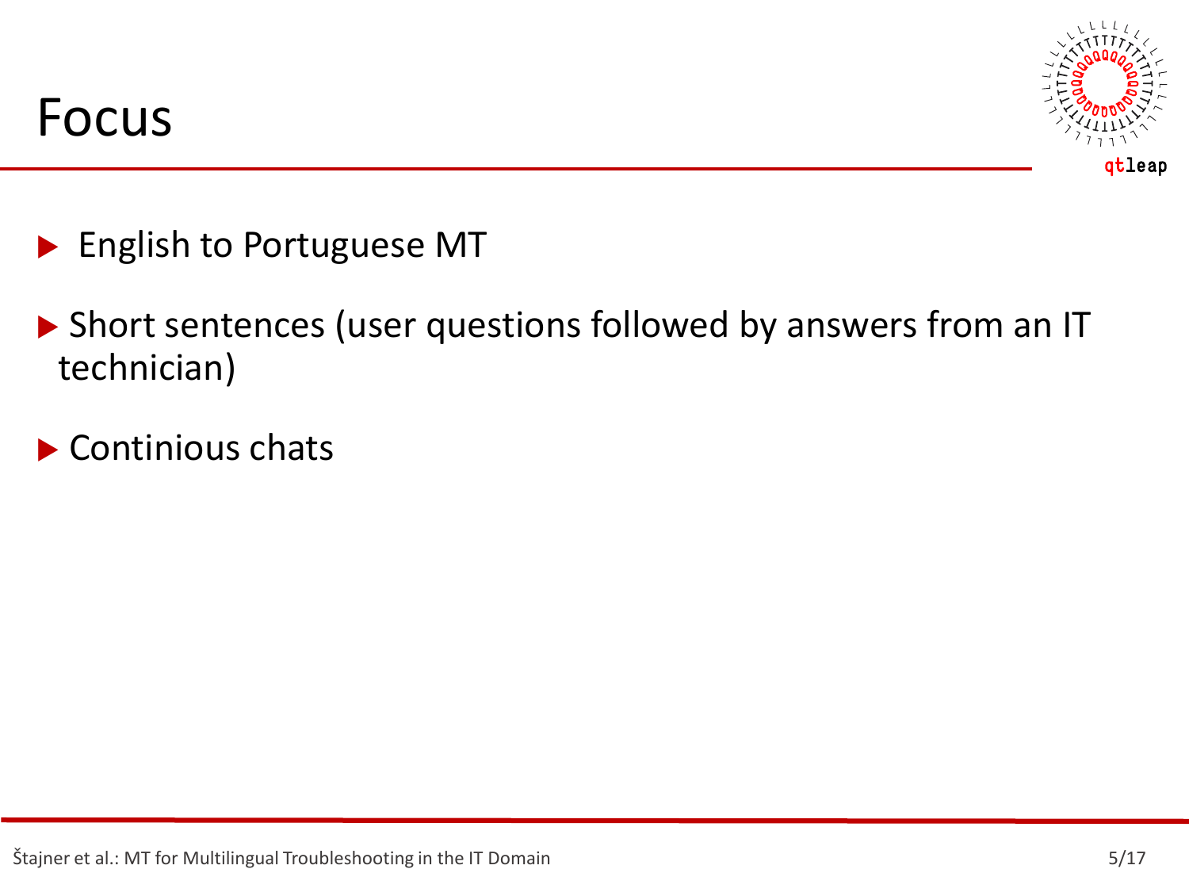# Focus

- English to Portuguese MT
- Short sentences (user questions followed by answers from an IT technician)
- Continious chats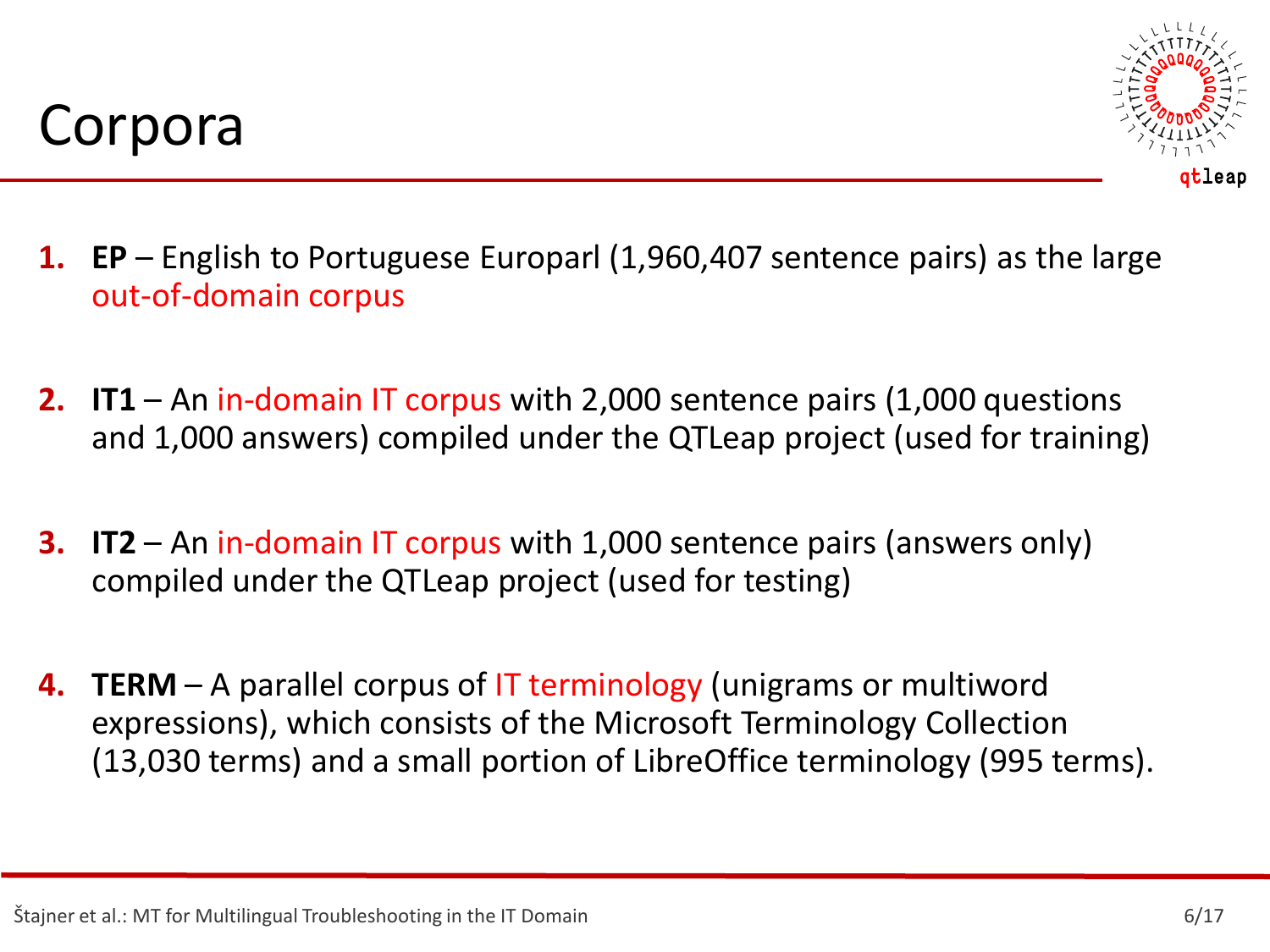# Corpora

1. **EP** – English to Portuguese Europarl (1,960,407 sentence pairs) as the large out-of-domain corpus
2. **IT1** – An in-domain IT corpus with 2,000 sentence pairs (1,000 questions and 1,000 answers) compiled under the QTLeap project (used for training)
3. **IT2** – An in-domain IT corpus with 1,000 sentence pairs (answers only) compiled under the QTLeap project (used for testing)
4. **TERM** – A parallel corpus of IT terminology (unigrams or multiword expressions), which consists of the Microsoft Terminology Collection (13,030 terms) and a small portion of LibreOffice terminology (995 terms).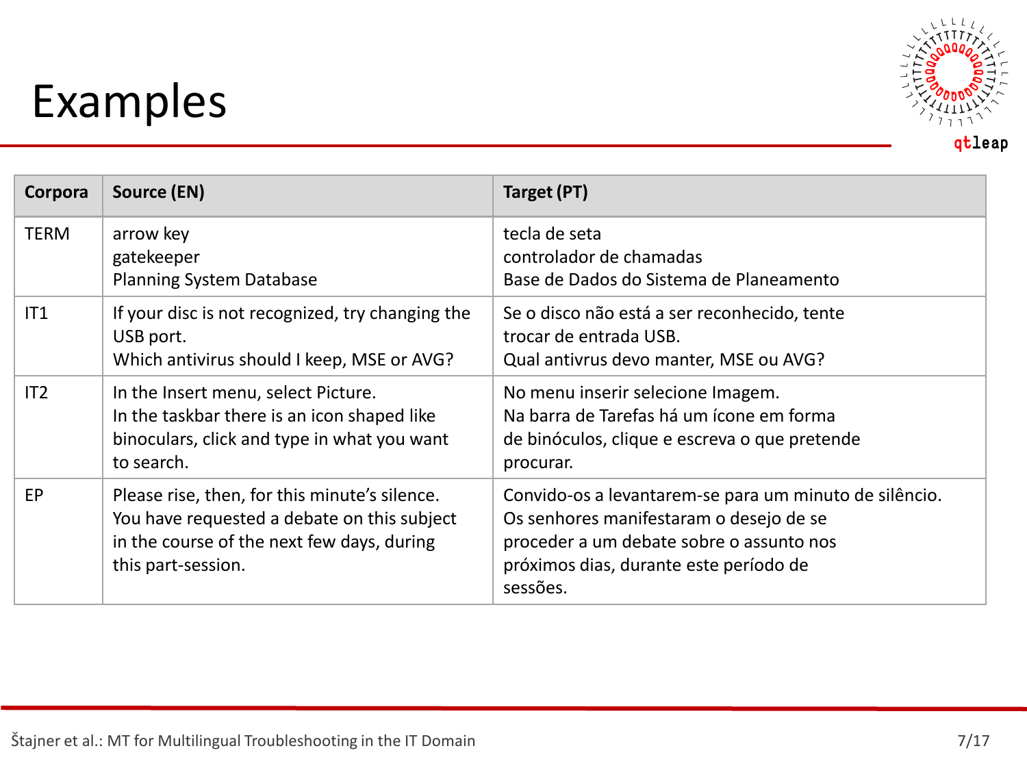# Examples

| Corpora | Source (EN) | Target (PT) |
| --- | --- | --- |
| TERM | arrow key<br>gatekeeper<br>Planning System Database | tecla de seta<br>controlador de chamadas<br>Base de Dados do Sistema de Planeamento |
| IT1 | If your disc is not recognized, try changing the USB port.<br>Which antivirus should I keep, MSE or AVG? | Se o disco não está a ser reconhecido, tente trocar de entrada USB.<br>Qual antivrus devo manter, MSE ou AVG? |
| IT2 | In the Insert menu, select Picture.<br>In the taskbar there is an icon shaped like binoculars, click and type in what you want to search. | No menu inserir selecione Imagem.<br>Na barra de Tarefas há um ícone em forma de binóculos, clique e escreva o que pretende procurar. |
| EP | Please rise, then, for this minute's silence.<br>You have requested a debate on this subject in the course of the next few days, during this part-session. | Convido-os a levantarem-se para um minuto de silêncio.<br>Os senhores manifestaram o desejo de se proceder a um debate sobre o assunto nos próximos dias, durante este período de sessões. |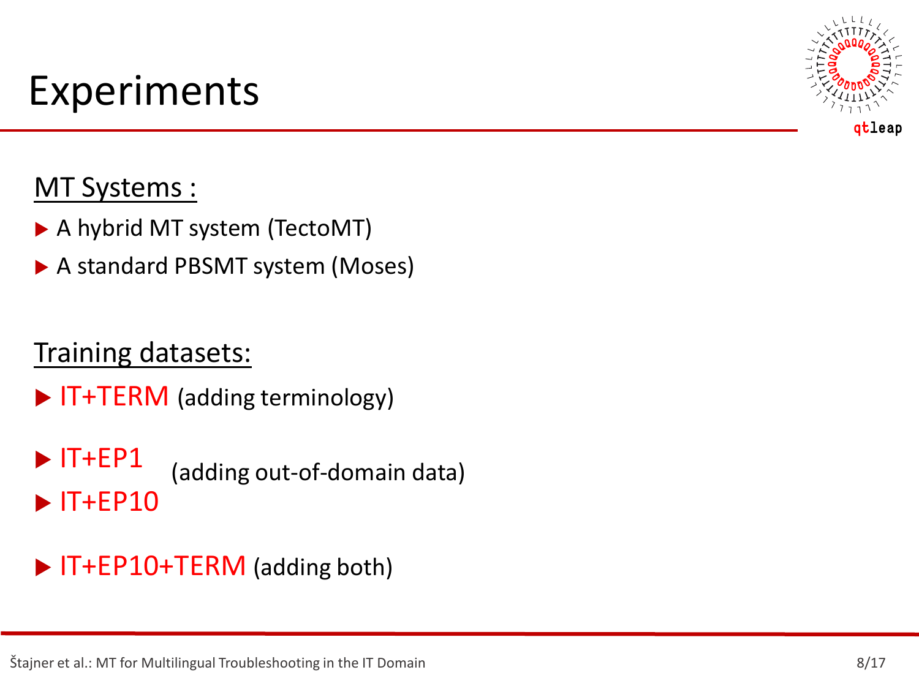# Experiments

MT Systems :

- A hybrid MT system (TectoMT)
- A standard PBSMT system (Moses)

Training datasets:

- IT+TERM (adding terminology)
- IT+EP1 (adding out-of-domain data)
- IT+EP10 (adding out-of-domain data)
- IT+EP10+TERM (adding both)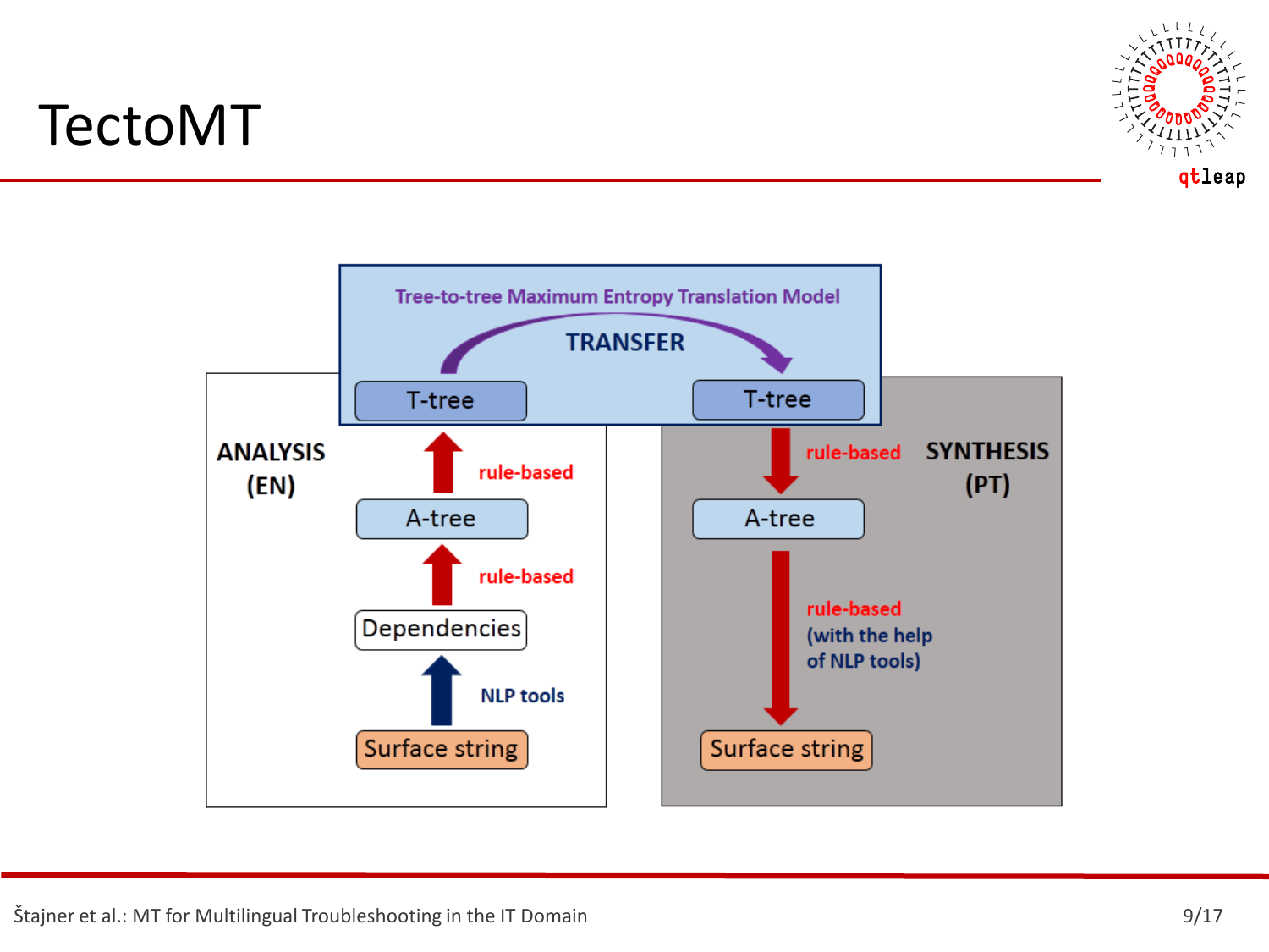# TectoMT

Tree-to-tree Maximum Entropy Translation Model

TRANSFER

T-tree → T-tree

**ANALYSIS (EN)**

- Surface string → (NLP tools) → Dependencies
- Dependencies → (rule-based) → A-tree
- A-tree → (rule-based) → T-tree

**SYNTHESIS (PT)**

- T-tree → (rule-based) → A-tree
- A-tree → (rule-based (with the help of NLP tools)) → Surface string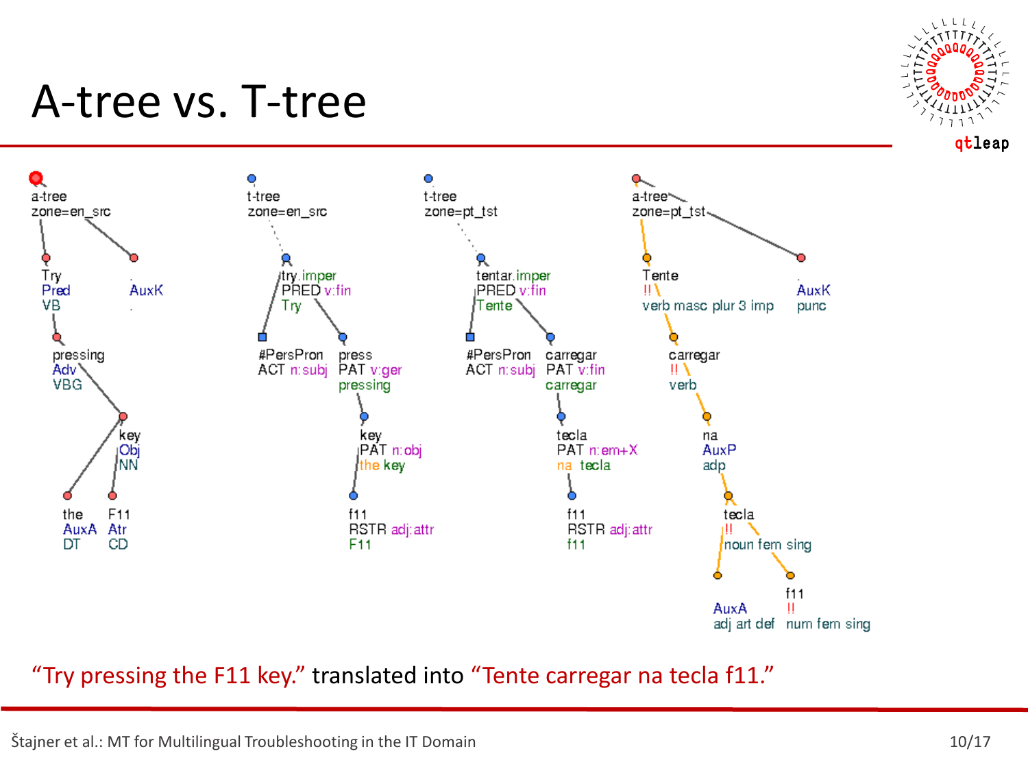# A-tree vs. T-tree

a-tree
zone=en_src

- Try / Pred / VB
  - pressing / Adv / VBG
    - key / Obj / NN
      - the / AuxA / DT
      - F11 / Atr / CD
- . / AuxK / .

t-tree
zone=en_src

- try.imper / PRED v:fin / Try
  - #PersPron / ACT n:subj
  - press / PAT v:ger / pressing
    - key / PAT n:obj / the key
      - f11 / RSTR adj:attr / F11

t-tree
zone=pt_tst

- tentar.imper / PRED v:fin / Tente
  - #PersPron / ACT n:subj
  - carregar / PAT v:fin / carregar
    - tecla / PAT n:em+X / na tecla
      - f11 / RSTR adj:attr / f11

a-tree
zone=pt_tst

- Tente / !! / verb masc plur 3 imp
  - carregar / !! / verb
    - na / AuxP / adp
      - tecla / !! / noun fem sing
        - AuxA / adj art def
        - f11 / !! / num fem sing
- . / AuxK / punc

“Try pressing the F11 key.” translated into “Tente carregar na tecla f11.”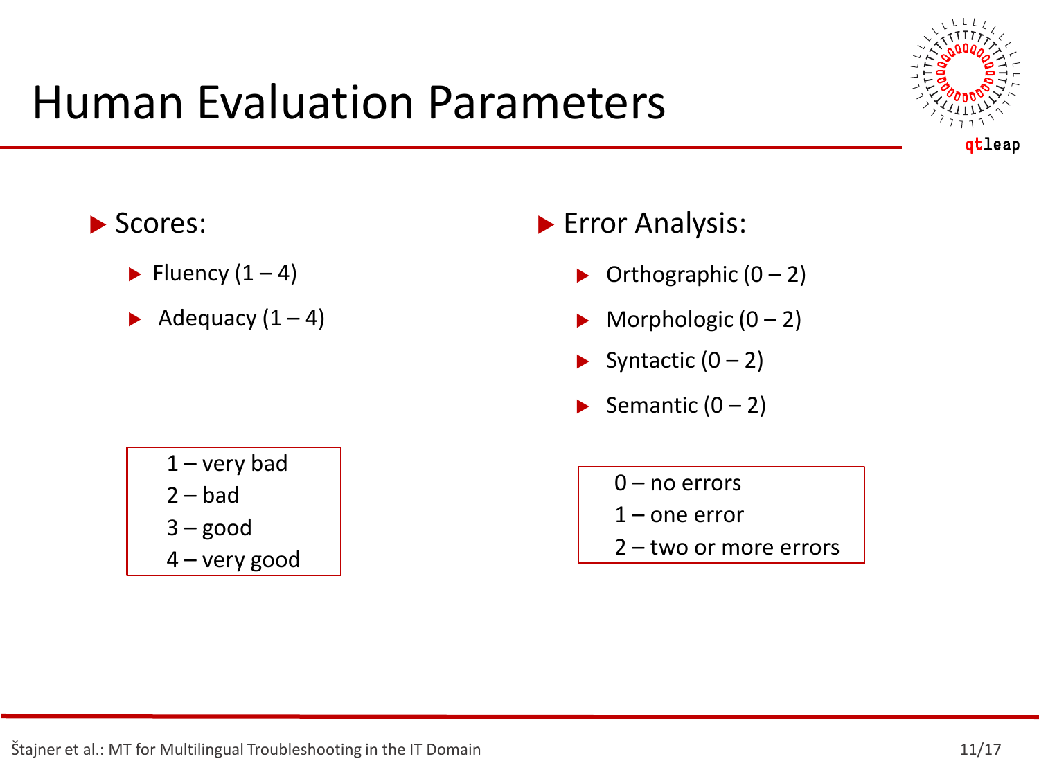# Human Evaluation Parameters

- Scores:
  - Fluency (1 – 4)
  - Adequacy (1 – 4)

1 – very bad
2 – bad
3 – good
4 – very good

- Error Analysis:
  - Orthographic (0 – 2)
  - Morphologic (0 – 2)
  - Syntactic (0 – 2)
  - Semantic (0 – 2)

0 – no errors
1 – one error
2 – two or more errors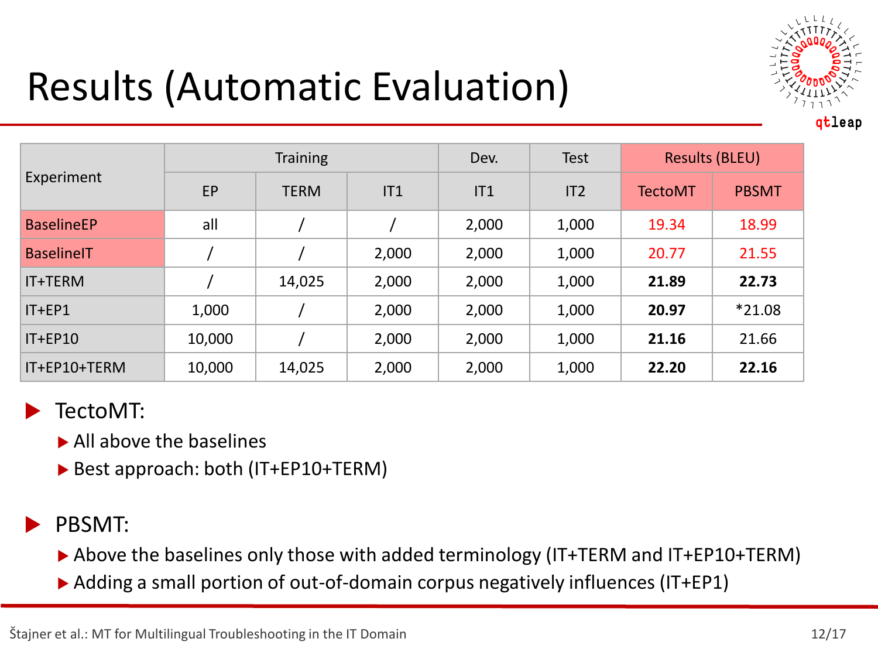# Results (Automatic Evaluation)

| Experiment | Training | | | Dev. | Test | Results (BLEU) | |
|---|---|---|---|---|---|---|---|
| | EP | TERM | IT1 | IT1 | IT2 | TectoMT | PBSMT |
| BaselineEP | all | / | / | 2,000 | 1,000 | 19.34 | 18.99 |
| BaselineIT | / | / | 2,000 | 2,000 | 1,000 | 20.77 | 21.55 |
| IT+TERM | / | 14,025 | 2,000 | 2,000 | 1,000 | **21.89** | **22.73** |
| IT+EP1 | 1,000 | / | 2,000 | 2,000 | 1,000 | **20.97** | *21.08 |
| IT+EP10 | 10,000 | / | 2,000 | 2,000 | 1,000 | **21.16** | 21.66 |
| IT+EP10+TERM | 10,000 | 14,025 | 2,000 | 2,000 | 1,000 | **22.20** | **22.16** |

- TectoMT:
  - All above the baselines
  - Best approach: both (IT+EP10+TERM)
- PBSMT:
  - Above the baselines only those with added terminology (IT+TERM and IT+EP10+TERM)
  - Adding a small portion of out-of-domain corpus negatively influences (IT+EP1)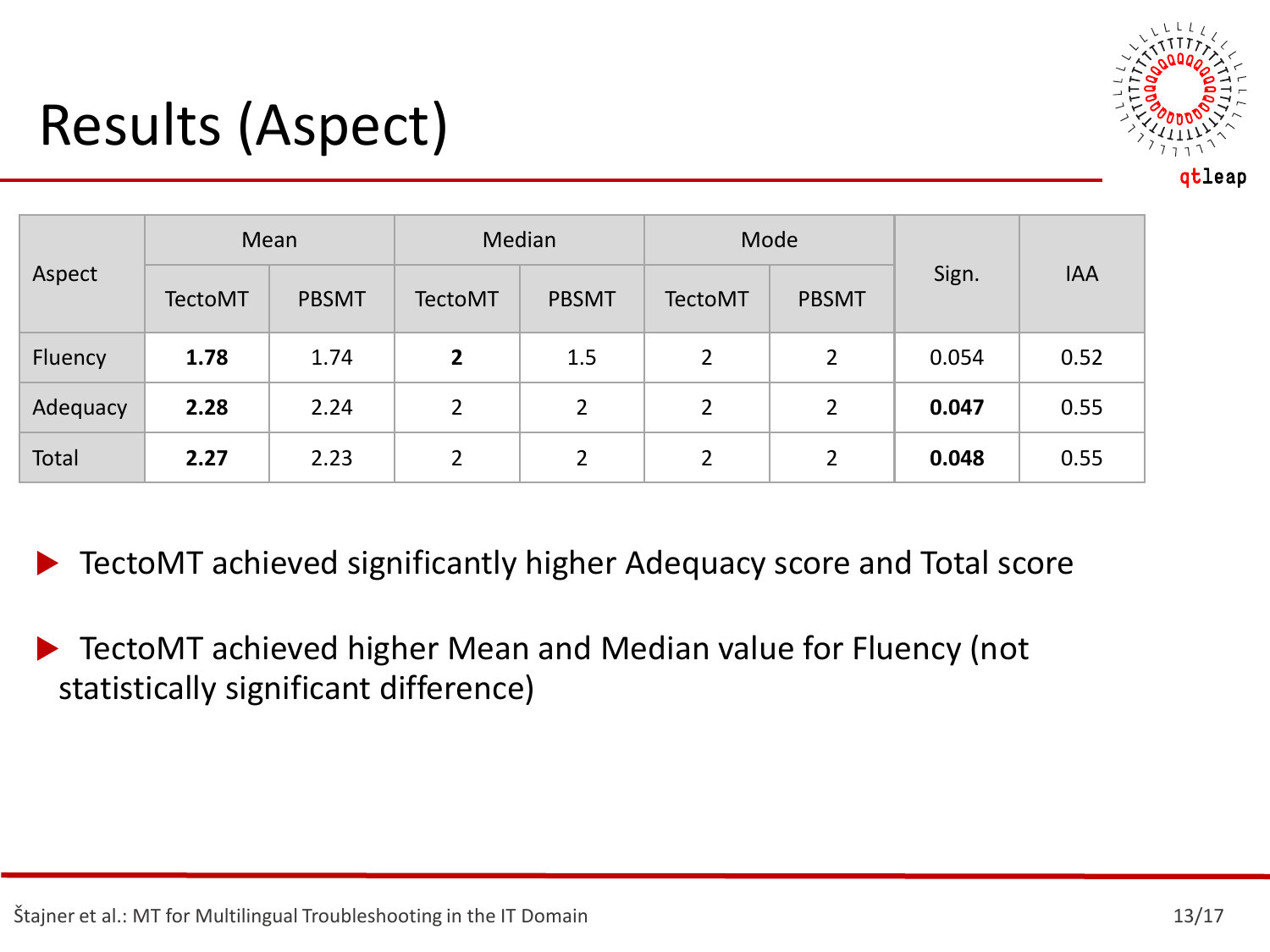# Results (Aspect)

| Aspect | Mean | | Median | | Mode | | Sign. | IAA |
|---|---|---|---|---|---|---|---|---|
| | TectoMT | PBSMT | TectoMT | PBSMT | TectoMT | PBSMT | | |
| Fluency | **1.78** | 1.74 | **2** | 1.5 | 2 | 2 | 0.054 | 0.52 |
| Adequacy | **2.28** | 2.24 | 2 | 2 | 2 | 2 | **0.047** | 0.55 |
| Total | **2.27** | 2.23 | 2 | 2 | 2 | 2 | **0.048** | 0.55 |

- TectoMT achieved significantly higher Adequacy score and Total score
- TectoMT achieved higher Mean and Median value for Fluency (not statistically significant difference)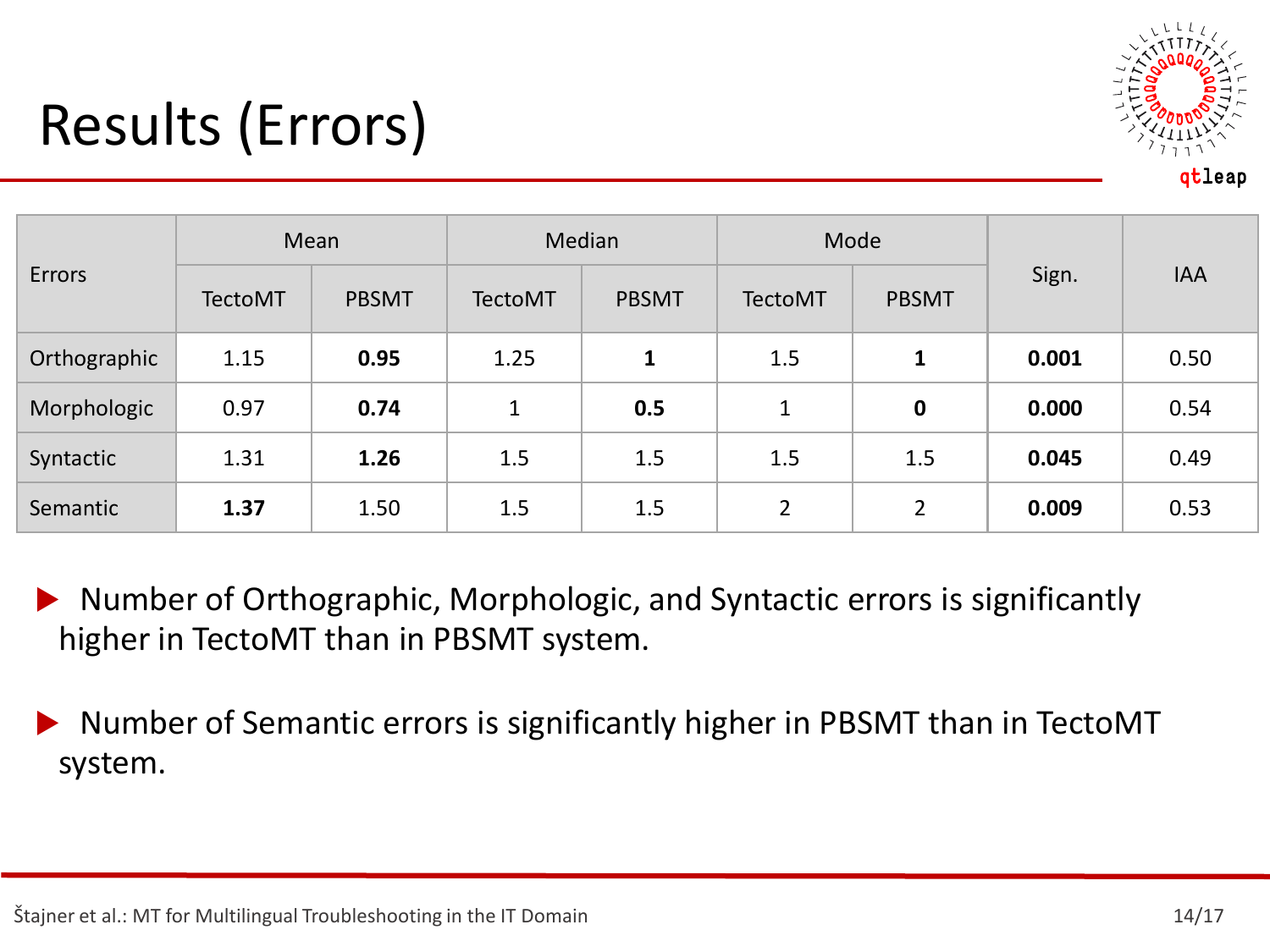# Results (Errors)

| Errors | Mean | | Median | | Mode | | Sign. | IAA |
|---|---|---|---|---|---|---|---|---|
| | TectoMT | PBSMT | TectoMT | PBSMT | TectoMT | PBSMT | | |
| Orthographic | 1.15 | **0.95** | 1.25 | **1** | 1.5 | **1** | **0.001** | 0.50 |
| Morphologic | 0.97 | **0.74** | 1 | **0.5** | 1 | **0** | **0.000** | 0.54 |
| Syntactic | 1.31 | **1.26** | 1.5 | 1.5 | 1.5 | 1.5 | **0.045** | 0.49 |
| Semantic | **1.37** | 1.50 | 1.5 | 1.5 | 2 | 2 | **0.009** | 0.53 |

- Number of Orthographic, Morphologic, and Syntactic errors is significantly higher in TectoMT than in PBSMT system.
- Number of Semantic errors is significantly higher in PBSMT than in TectoMT system.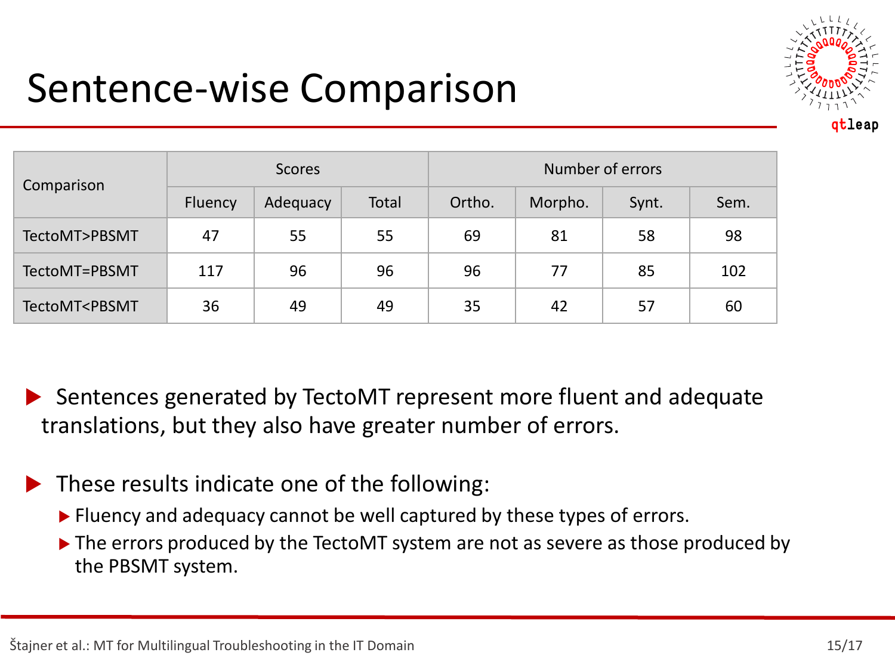# Sentence-wise Comparison

| Comparison | Scores | | | Number of errors | | | |
|---|---|---|---|---|---|---|---|
| | Fluency | Adequacy | Total | Ortho. | Morpho. | Synt. | Sem. |
| TectoMT>PBSMT | 47 | 55 | 55 | 69 | 81 | 58 | 98 |
| TectoMT=PBSMT | 117 | 96 | 96 | 96 | 77 | 85 | 102 |
| TectoMT<PBSMT | 36 | 49 | 49 | 35 | 42 | 57 | 60 |

- Sentences generated by TectoMT represent more fluent and adequate translations, but they also have greater number of errors.
- These results indicate one of the following:
  - Fluency and adequacy cannot be well captured by these types of errors.
  - The errors produced by the TectoMT system are not as severe as those produced by the PBSMT system.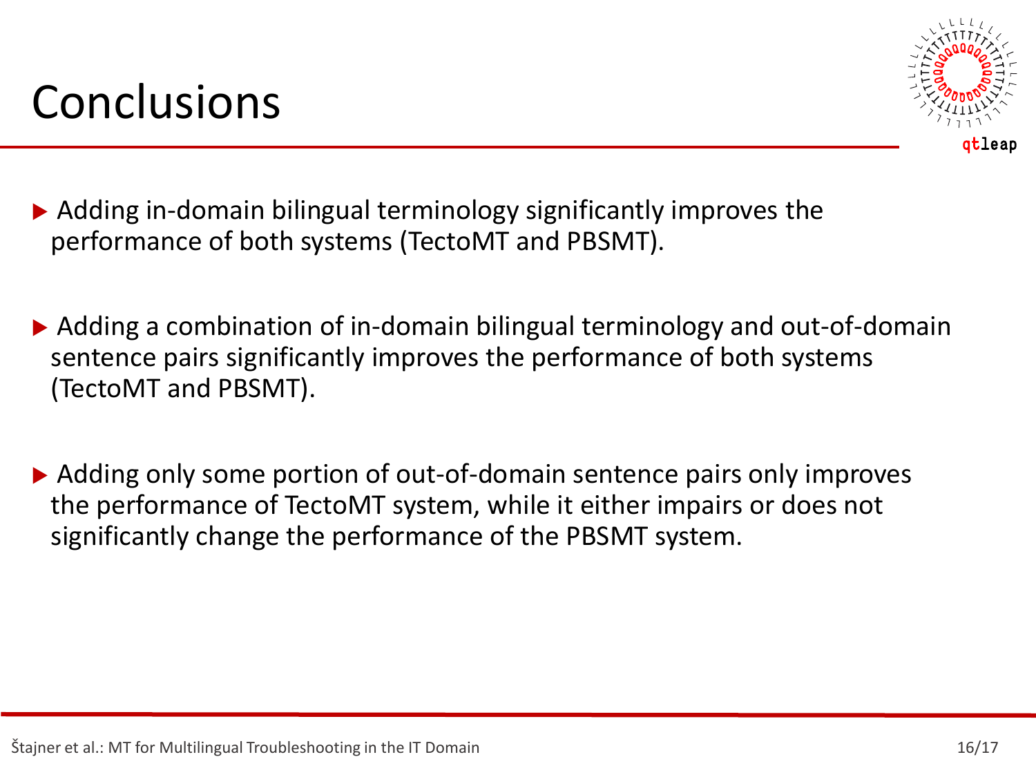# Conclusions

- Adding in-domain bilingual terminology significantly improves the performance of both systems (TectoMT and PBSMT).

- Adding a combination of in-domain bilingual terminology and out-of-domain sentence pairs significantly improves the performance of both systems (TectoMT and PBSMT).

- Adding only some portion of out-of-domain sentence pairs only improves the performance of TectoMT system, while it either impairs or does not significantly change the performance of the PBSMT system.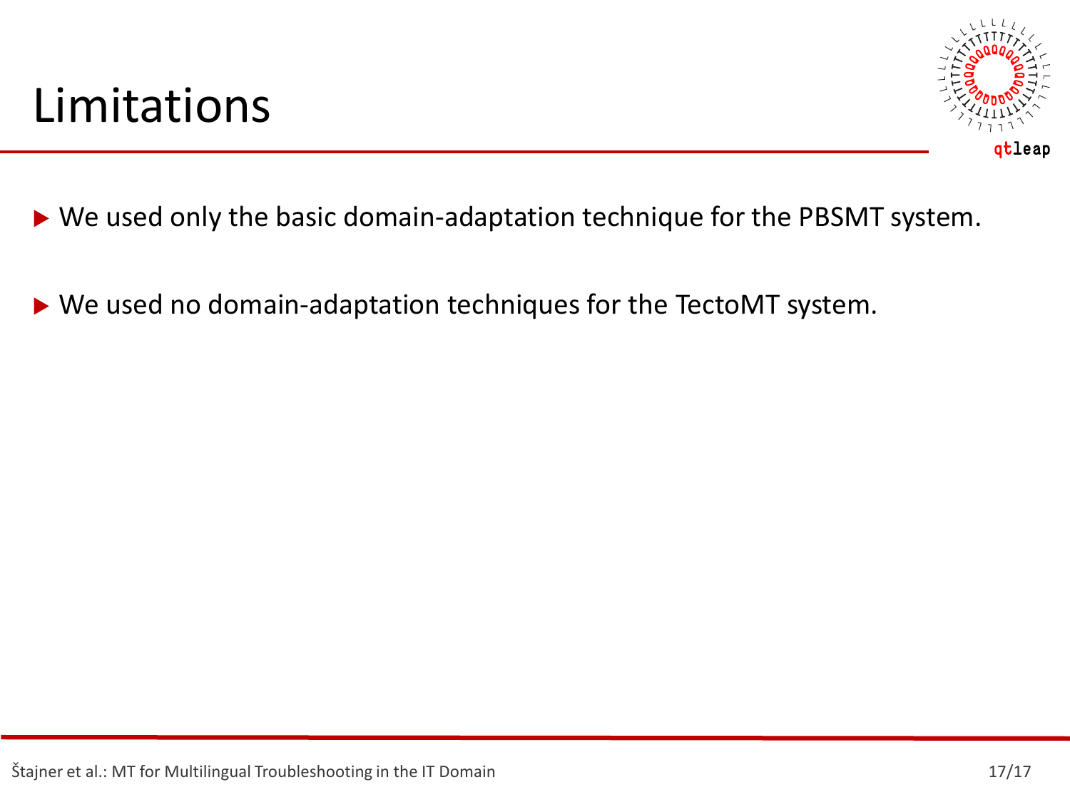# Limitations

- We used only the basic domain-adaptation technique for the PBSMT system.
- We used no domain-adaptation techniques for the TectoMT system.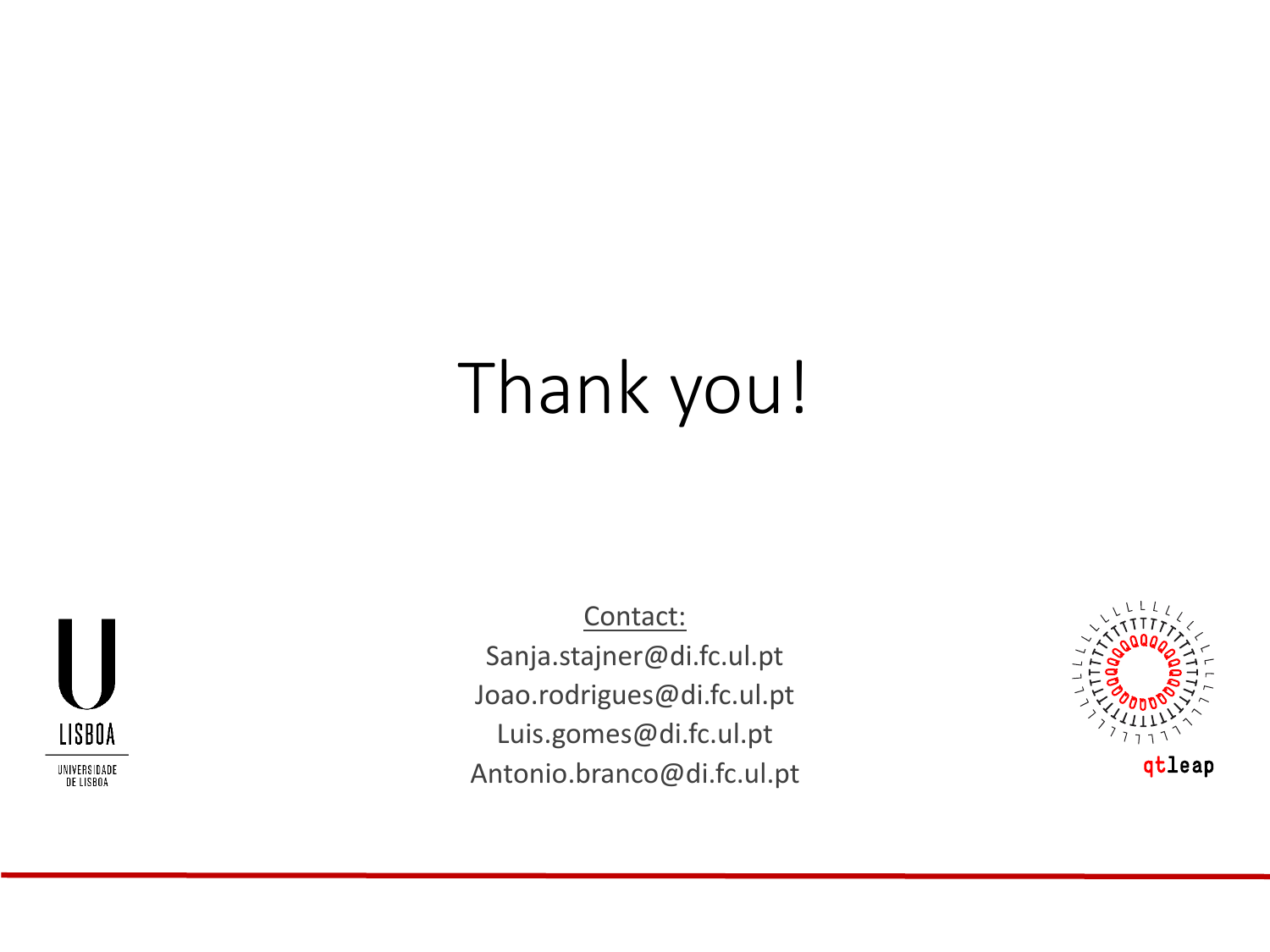# Thank you!

Contact:

Sanja.stajner@di.fc.ul.pt

Joao.rodrigues@di.fc.ul.pt

Luis.gomes@di.fc.ul.pt

Antonio.branco@di.fc.ul.pt